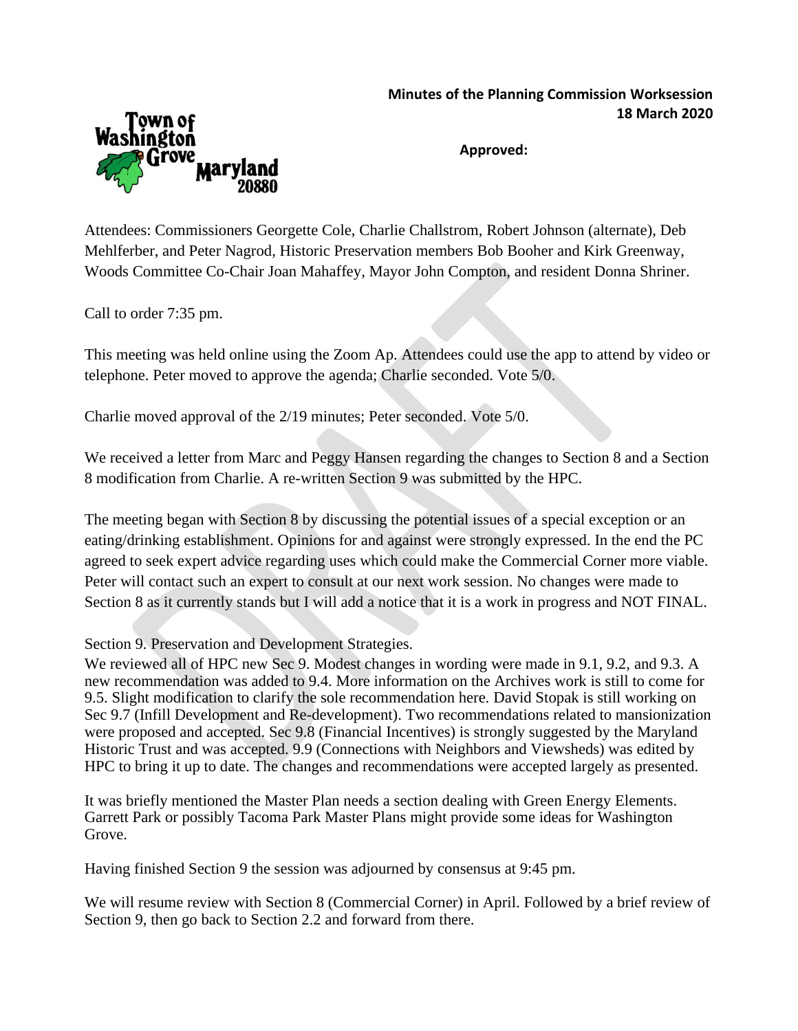**Minutes of the Planning Commission Worksession**
**18 March 2020**

Town of Washington Grove Maryland 20880

**Approved:**

Attendees: Commissioners Georgette Cole, Charlie Challstrom, Robert Johnson (alternate), Deb Mehlferber, and Peter Nagrod, Historic Preservation members Bob Booher and Kirk Greenway, Woods Committee Co-Chair Joan Mahaffey, Mayor John Compton, and resident Donna Shriner.

Call to order 7:35 pm.

This meeting was held online using the Zoom Ap. Attendees could use the app to attend by video or telephone. Peter moved to approve the agenda; Charlie seconded. Vote 5/0.

Charlie moved approval of the 2/19 minutes; Peter seconded. Vote 5/0.

We received a letter from Marc and Peggy Hansen regarding the changes to Section 8 and a Section 8 modification from Charlie. A re-written Section 9 was submitted by the HPC.

The meeting began with Section 8 by discussing the potential issues of a special exception or an eating/drinking establishment. Opinions for and against were strongly expressed. In the end the PC agreed to seek expert advice regarding uses which could make the Commercial Corner more viable. Peter will contact such an expert to consult at our next work session. No changes were made to Section 8 as it currently stands but I will add a notice that it is a work in progress and NOT FINAL.

Section 9. Preservation and Development Strategies.
We reviewed all of HPC new Sec 9. Modest changes in wording were made in 9.1, 9.2, and 9.3. A new recommendation was added to 9.4. More information on the Archives work is still to come for 9.5. Slight modification to clarify the sole recommendation here. David Stopak is still working on Sec 9.7 (Infill Development and Re-development). Two recommendations related to mansionization were proposed and accepted. Sec 9.8 (Financial Incentives) is strongly suggested by the Maryland Historic Trust and was accepted. 9.9 (Connections with Neighbors and Viewsheds) was edited by HPC to bring it up to date. The changes and recommendations were accepted largely as presented.

It was briefly mentioned the Master Plan needs a section dealing with Green Energy Elements. Garrett Park or possibly Tacoma Park Master Plans might provide some ideas for Washington Grove.

Having finished Section 9 the session was adjourned by consensus at 9:45 pm.

We will resume review with Section 8 (Commercial Corner) in April. Followed by a brief review of Section 9, then go back to Section 2.2 and forward from there.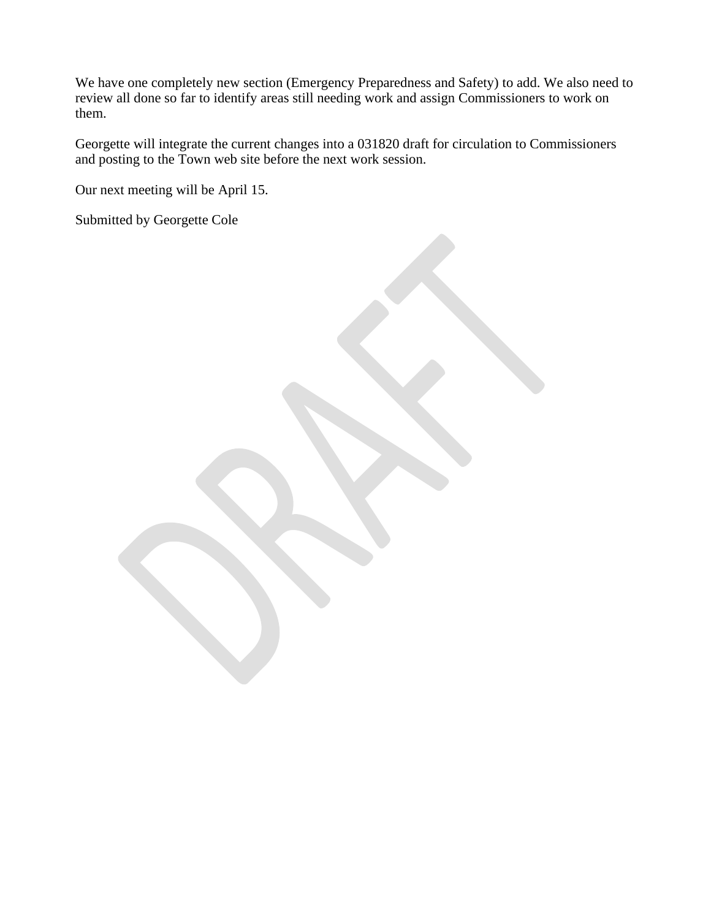We have one completely new section (Emergency Preparedness and Safety) to add. We also need to review all done so far to identify areas still needing work and assign Commissioners to work on them.

Georgette will integrate the current changes into a 031820 draft for circulation to Commissioners and posting to the Town web site before the next work session.

Our next meeting will be April 15.

Submitted by Georgette Cole